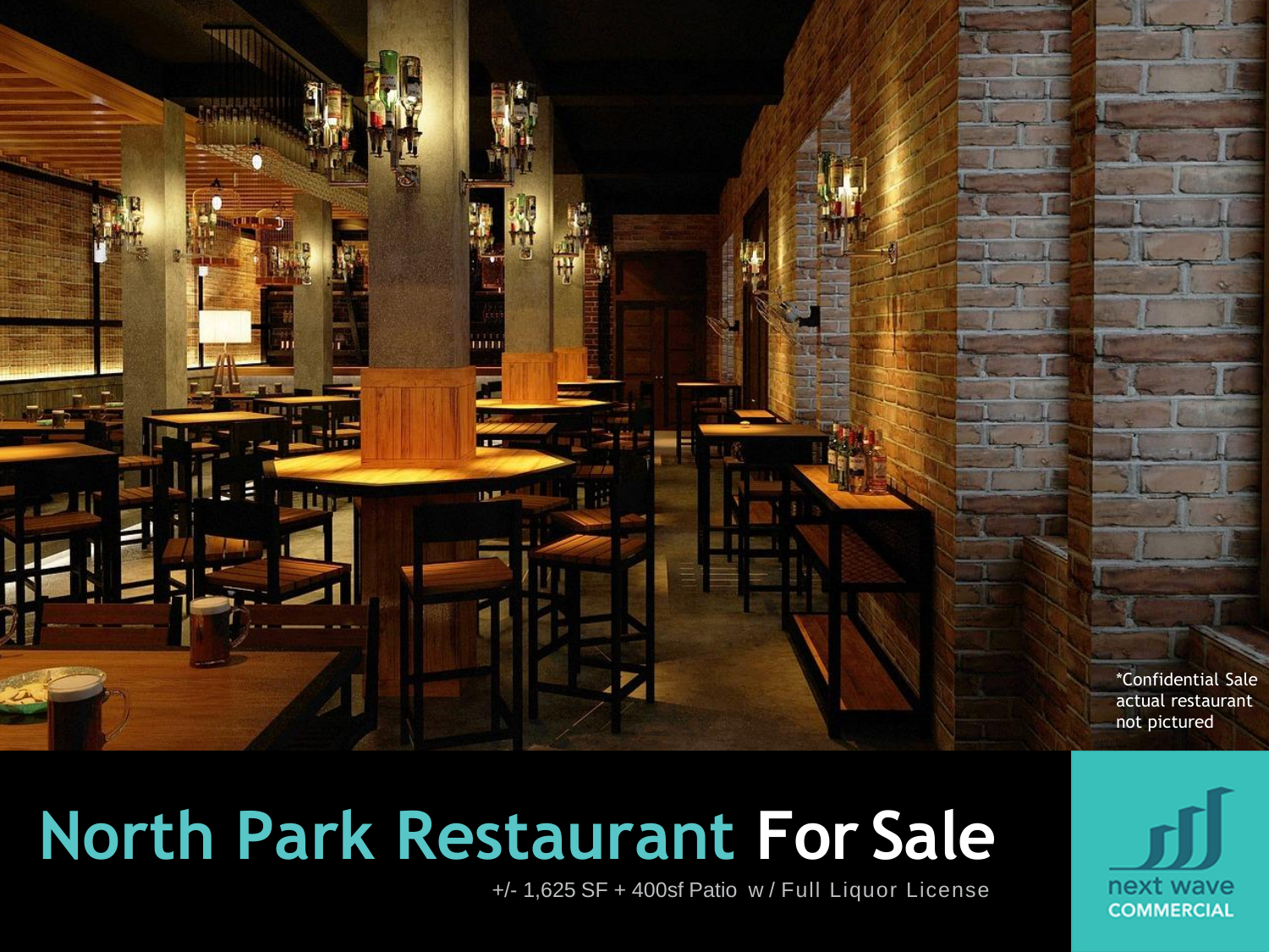*Confidential Sale actual restaurant not pictured

# North Park Restaurant For Sale

+/- 1,625 SF + 400sf Patio w / Full Liquor License

next wave COMMERCIAL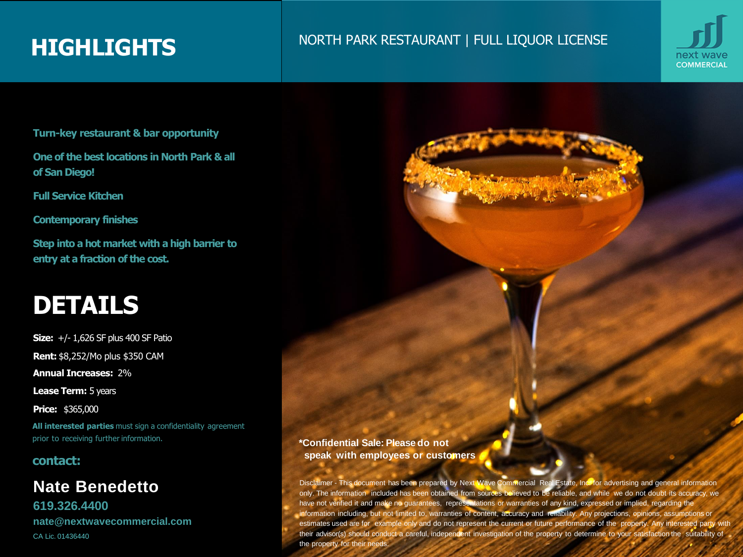# HIGHLIGHTS

NORTH PARK RESTAURANT | FULL LIQUOR LICENSE

next wave COMMERCIAL

**Turn-key restaurant & bar opportunity**

**One of the best locations in North Park & all of San Diego!**

**Full Service Kitchen**

**Contemporary finishes**

**Step into a hot market with a high barrier to entry at a fraction of the cost.**

# DETAILS

**Size:** +/- 1,626 SF plus 400 SF Patio

**Rent:** $8,252/Mo plus $350 CAM

**Annual Increases:** 2%

**Lease Term:** 5 years

**Price:** $365,000

**All interested parties** must sign a confidentiality agreement prior to receiving further information.

**contact:**

## Nate Benedetto

**619.326.4400**

**nate@nextwavecommercial.com**

CA Lic. 01436440

**\*Confidential Sale: Please do not speak with employees or customers**

Disclaimer - This document has been prepared by Next Wave Commercial Real Estate, Inc. for advertising and general information only. The information included has been obtained from sources believed to be reliable, and while we do not doubt its accuracy, we have not verified it and make no guarantees, representations or warranties of any kind, expressed or implied, regarding the information including, but not limited to, warranties of content, accuracy and reliability. Any projections, opinions, assumptions or estimates used are for example only and do not represent the current or future performance of the property. Any interested party with their advisor(s) should conduct a careful, independent investigation of the property to determine to your satisfaction the suitability of the property for their needs.